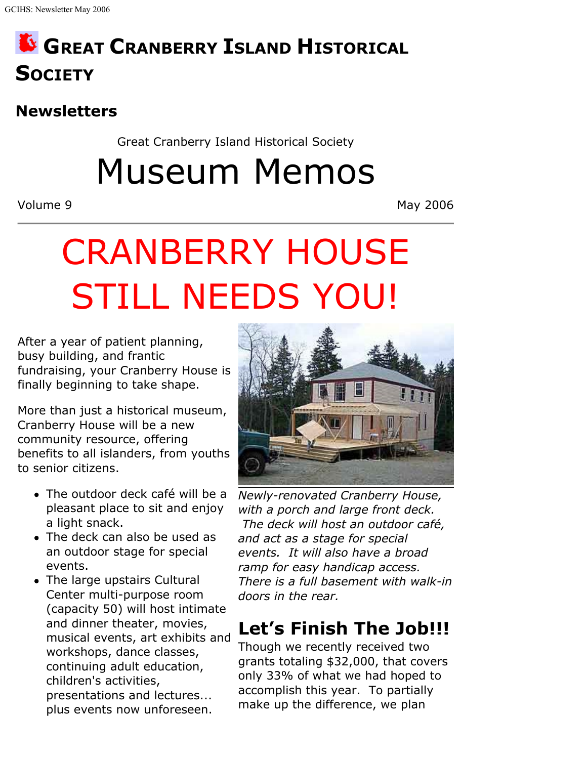# Great Cranberry Island Historical Society

## Newsletters

Great Cranberry Island Historical Society

# Museum Memos

Volume 9 May 2006

---

# CRANBERRY HOUSE STILL NEEDS YOU!

After a year of patient planning, busy building, and frantic fundraising, your Cranberry House is finally beginning to take shape.

More than just a historical museum, Cranberry House will be a new community resource, offering benefits to all islanders, from youths to senior citizens.

- The outdoor deck café will be a pleasant place to sit and enjoy a light snack.
- The deck can also be used as an outdoor stage for special events.
- The large upstairs Cultural Center multi-purpose room (capacity 50) will host intimate and dinner theater, movies, musical events, art exhibits and workshops, dance classes, continuing adult education, children's activities, presentations and lectures... plus events now unforeseen.

*Newly-renovated Cranberry House, with a porch and large front deck. The deck will host an outdoor café, and act as a stage for special events. It will also have a broad ramp for easy handicap access. There is a full basement with walk-in doors in the rear.*

## Let's Finish The Job!!!

Though we recently received two grants totaling $32,000, that covers only 33% of what we had hoped to accomplish this year. To partially make up the difference, we plan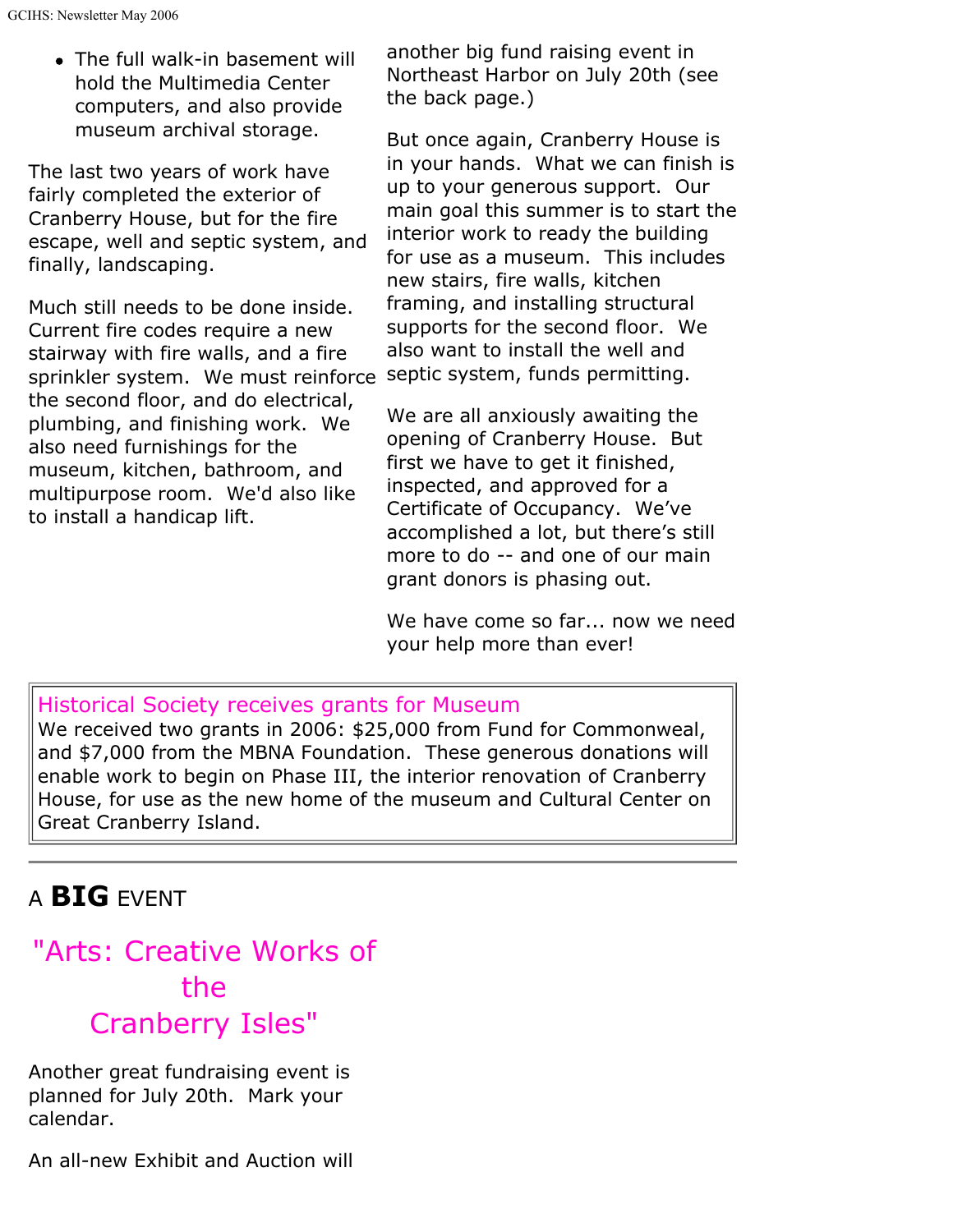- The full walk-in basement will hold the Multimedia Center computers, and also provide museum archival storage.

The last two years of work have fairly completed the exterior of Cranberry House, but for the fire escape, well and septic system, and finally, landscaping.

Much still needs to be done inside. Current fire codes require a new stairway with fire walls, and a fire sprinkler system. We must reinforce the second floor, and do electrical, plumbing, and finishing work. We also need furnishings for the museum, kitchen, bathroom, and multipurpose room. We'd also like to install a handicap lift.

another big fund raising event in Northeast Harbor on July 20th (see the back page.)

But once again, Cranberry House is in your hands. What we can finish is up to your generous support. Our main goal this summer is to start the interior work to ready the building for use as a museum. This includes new stairs, fire walls, kitchen framing, and installing structural supports for the second floor. We also want to install the well and septic system, funds permitting.

We are all anxiously awaiting the opening of Cranberry House. But first we have to get it finished, inspected, and approved for a Certificate of Occupancy. We've accomplished a lot, but there's still more to do -- and one of our main grant donors is phasing out.

We have come so far... now we need your help more than ever!

### Historical Society receives grants for Museum

We received two grants in 2006: $25,000 from Fund for Commonweal, and $7,000 from the MBNA Foundation. These generous donations will enable work to begin on Phase III, the interior renovation of Cranberry House, for use as the new home of the museum and Cultural Center on Great Cranberry Island.

---

## A **BIG** EVENT

## "Arts: Creative Works of the Cranberry Isles"

Another great fundraising event is planned for July 20th. Mark your calendar.

An all-new Exhibit and Auction will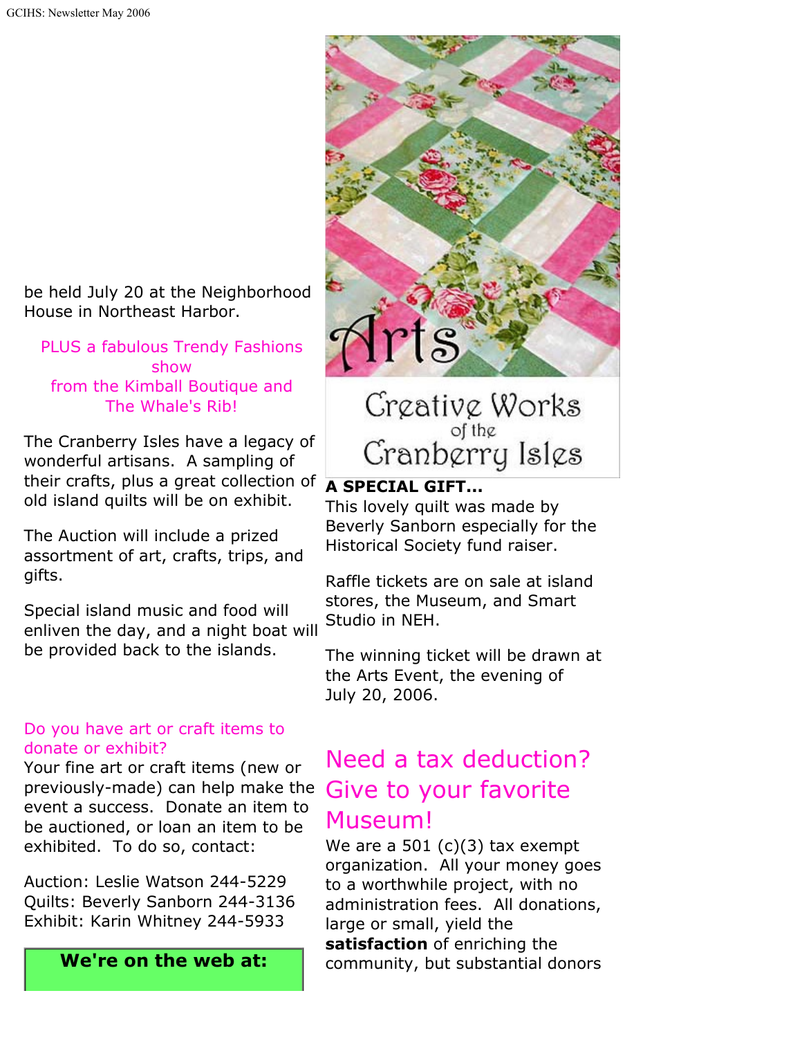be held July 20 at the Neighborhood House in Northeast Harbor.

PLUS a fabulous Trendy Fashions show
from the Kimball Boutique and The Whale's Rib!

The Cranberry Isles have a legacy of wonderful artisans. A sampling of their crafts, plus a great collection of old island quilts will be on exhibit.

The Auction will include a prized assortment of art, crafts, trips, and gifts.

Special island music and food will enliven the day, and a night boat will be provided back to the islands.

Do you have art or craft items to donate or exhibit?

Your fine art or craft items (new or previously-made) can help make the event a success. Donate an item to be auctioned, or loan an item to be exhibited. To do so, contact:

Auction: Leslie Watson 244-5229
Quilts: Beverly Sanborn 244-3136
Exhibit: Karin Whitney 244-5933

**We're on the web at:**

Arts

Creative Works of the Cranberry Isles

**A SPECIAL GIFT...**

This lovely quilt was made by Beverly Sanborn especially for the Historical Society fund raiser.

Raffle tickets are on sale at island stores, the Museum, and Smart Studio in NEH.

The winning ticket will be drawn at the Arts Event, the evening of July 20, 2006.

## Need a tax deduction? Give to your favorite Museum!

We are a 501 (c)(3) tax exempt organization. All your money goes to a worthwhile project, with no administration fees. All donations, large or small, yield the **satisfaction** of enriching the community, but substantial donors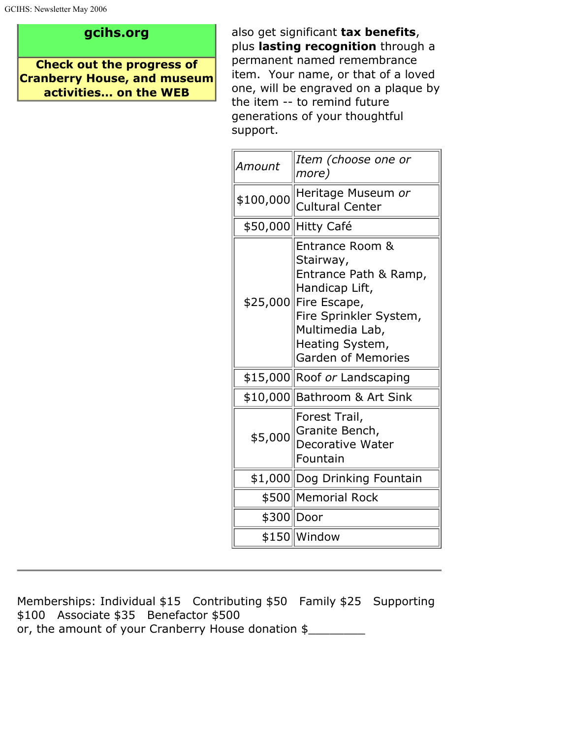**gcihs.org**

**Check out the progress of Cranberry House, and museum activities... on the WEB**

also get significant **tax benefits**, plus **lasting recognition** through a permanent named remembrance item. Your name, or that of a loved one, will be engraved on a plaque by the item -- to remind future generations of your thoughtful support.

| *Amount* | *Item (choose one or more)* |
|---|---|
| $100,000 | Heritage Museum *or* Cultural Center |
| $50,000 | Hitty Café |
| $25,000 | Entrance Room & Stairway, Entrance Path & Ramp, Handicap Lift, Fire Escape, Fire Sprinkler System, Multimedia Lab, Heating System, Garden of Memories |
| $15,000 | Roof *or* Landscaping |
| $10,000 | Bathroom & Art Sink |
| $5,000 | Forest Trail, Granite Bench, Decorative Water Fountain |
| $1,000 | Dog Drinking Fountain |
| $500 | Memorial Rock |
| $300 | Door |
| $150 | Window |

---

Memberships: Individual $15 Contributing $50 Family $25 Supporting $100 Associate $35 Benefactor $500
or, the amount of your Cranberry House donation $________